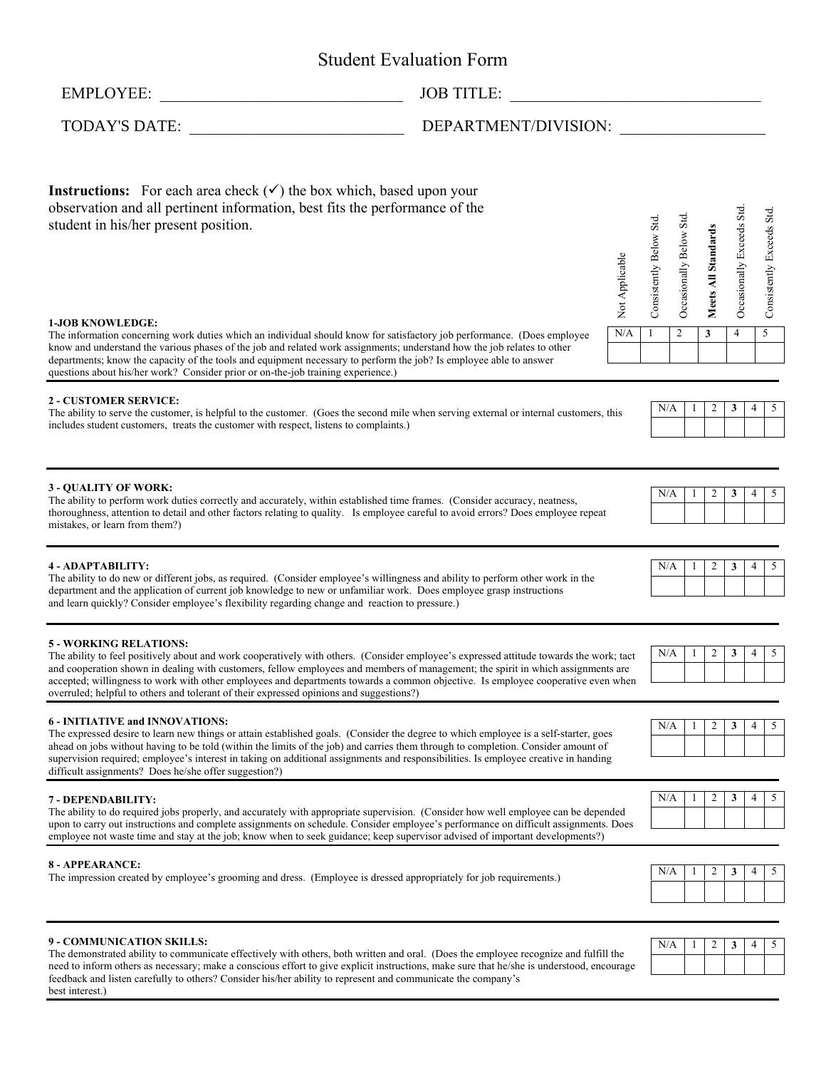# Student Evaluation Form

EMPLOYEE: ______________________________ JOB TITLE: ______________________________

TODAY'S DATE: __________________________ DEPARTMENT/DIVISION: __________________

**Instructions:** For each area check (✓) the box which, based upon your observation and all pertinent information, best fits the performance of the student in his/her present position.

| | Not Applicable | Consistently Below Std. | Occasionally Below Std. | **Meets All Standards** | Occasionally Exceeds Std. | Consistently Exceeds Std. |
|---|---|---|---|---|---|---|
| | N/A | 1 | 2 | **3** | 4 | 5 |

**1-JOB KNOWLEDGE:**
The information concerning work duties which an individual should know for satisfactory job performance. (Does employee know and understand the various phases of the job and related work assignments; understand how the job relates to other departments; know the capacity of the tools and equipment necessary to perform the job? Is employee able to answer questions about his/her work? Consider prior or on-the-job training experience.)

| N/A | 1 | 2 | **3** | 4 | 5 |
|---|---|---|---|---|---|
| | | | | | |

**2 - CUSTOMER SERVICE:**
The ability to serve the customer, is helpful to the customer. (Goes the second mile when serving external or internal customers, this includes student customers, treats the customer with respect, listens to complaints.)

| N/A | 1 | 2 | **3** | 4 | 5 |
|---|---|---|---|---|---|
| | | | | | |

**3 - QUALITY OF WORK:**
The ability to perform work duties correctly and accurately, within established time frames. (Consider accuracy, neatness, thoroughness, attention to detail and other factors relating to quality. Is employee careful to avoid errors? Does employee repeat mistakes, or learn from them?)

| N/A | 1 | 2 | **3** | 4 | 5 |
|---|---|---|---|---|---|
| | | | | | |

**4 - ADAPTABILITY:**
The ability to do new or different jobs, as required. (Consider employee's willingness and ability to perform other work in the department and the application of current job knowledge to new or unfamiliar work. Does employee grasp instructions and learn quickly? Consider employee's flexibility regarding change and reaction to pressure.)

| N/A | 1 | 2 | **3** | 4 | 5 |
|---|---|---|---|---|---|
| | | | | | |

**5 - WORKING RELATIONS:**
The ability to feel positively about and work cooperatively with others. (Consider employee's expressed attitude towards the work; tact and cooperation shown in dealing with customers, fellow employees and members of management; the spirit in which assignments are accepted; willingness to work with other employees and departments towards a common objective. Is employee cooperative even when overruled; helpful to others and tolerant of their expressed opinions and suggestions?)

| N/A | 1 | 2 | **3** | 4 | 5 |
|---|---|---|---|---|---|
| | | | | | |

**6 - INITIATIVE and INNOVATIONS:**
The expressed desire to learn new things or attain established goals. (Consider the degree to which employee is a self-starter, goes ahead on jobs without having to be told (within the limits of the job) and carries them through to completion. Consider amount of supervision required; employee's interest in taking on additional assignments and responsibilities. Is employee creative in handing difficult assignments? Does he/she offer suggestion?)

| N/A | 1 | 2 | **3** | 4 | 5 |
|---|---|---|---|---|---|
| | | | | | |

**7 - DEPENDABILITY:**
The ability to do required jobs properly, and accurately with appropriate supervision. (Consider how well employee can be depended upon to carry out instructions and complete assignments on schedule. Consider employee's performance on difficult assignments. Does employee not waste time and stay at the job; know when to seek guidance; keep supervisor advised of important developments?)

| N/A | 1 | 2 | **3** | 4 | 5 |
|---|---|---|---|---|---|
| | | | | | |

**8 - APPEARANCE:**
The impression created by employee's grooming and dress. (Employee is dressed appropriately for job requirements.)

| N/A | 1 | 2 | **3** | 4 | 5 |
|---|---|---|---|---|---|
| | | | | | |

**9 - COMMUNICATION SKILLS:**
The demonstrated ability to communicate effectively with others, both written and oral. (Does the employee recognize and fulfill the need to inform others as necessary; make a conscious effort to give explicit instructions, make sure that he/she is understood, encourage feedback and listen carefully to others? Consider his/her ability to represent and communicate the company's best interest.)

| N/A | 1 | 2 | **3** | 4 | 5 |
|---|---|---|---|---|---|
| | | | | | |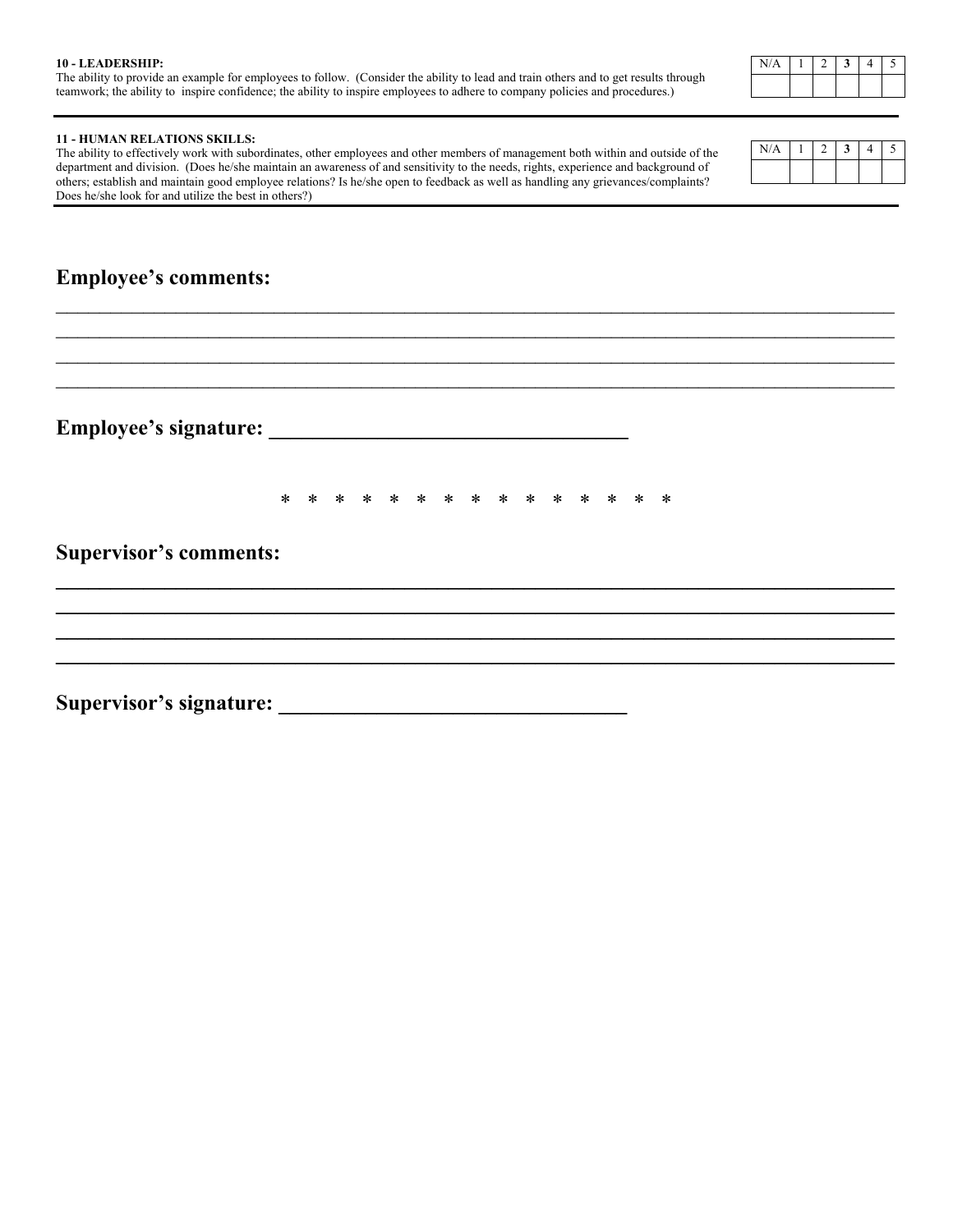**10 - LEADERSHIP:**
The ability to provide an example for employees to follow. (Consider the ability to lead and train others and to get results through teamwork; the ability to inspire confidence; the ability to inspire employees to adhere to company policies and procedures.)

| N/A | 1 | 2 | **3** | 4 | 5 |
|---|---|---|---|---|---|
| | | | | | |

**11 - HUMAN RELATIONS SKILLS:**
The ability to effectively work with subordinates, other employees and other members of management both within and outside of the department and division. (Does he/she maintain an awareness of and sensitivity to the needs, rights, experience and background of others; establish and maintain good employee relations? Is he/she open to feedback as well as handling any grievances/complaints? Does he/she look for and utilize the best in others?)

| N/A | 1 | 2 | **3** | 4 | 5 |
|---|---|---|---|---|---|
| | | | | | |

## Employee's comments:

________________________________________________________________________________________________

________________________________________________________________________________________________

________________________________________________________________________________________________

________________________________________________________________________________________________

## Employee's signature: ___________________________________

\* \* \* \* \* \* \* \* \* \* \* \* \* \* \*

## Supervisor's comments:

________________________________________________________________________________________________

________________________________________________________________________________________________

________________________________________________________________________________________________

________________________________________________________________________________________________

## Supervisor's signature: _________________________________